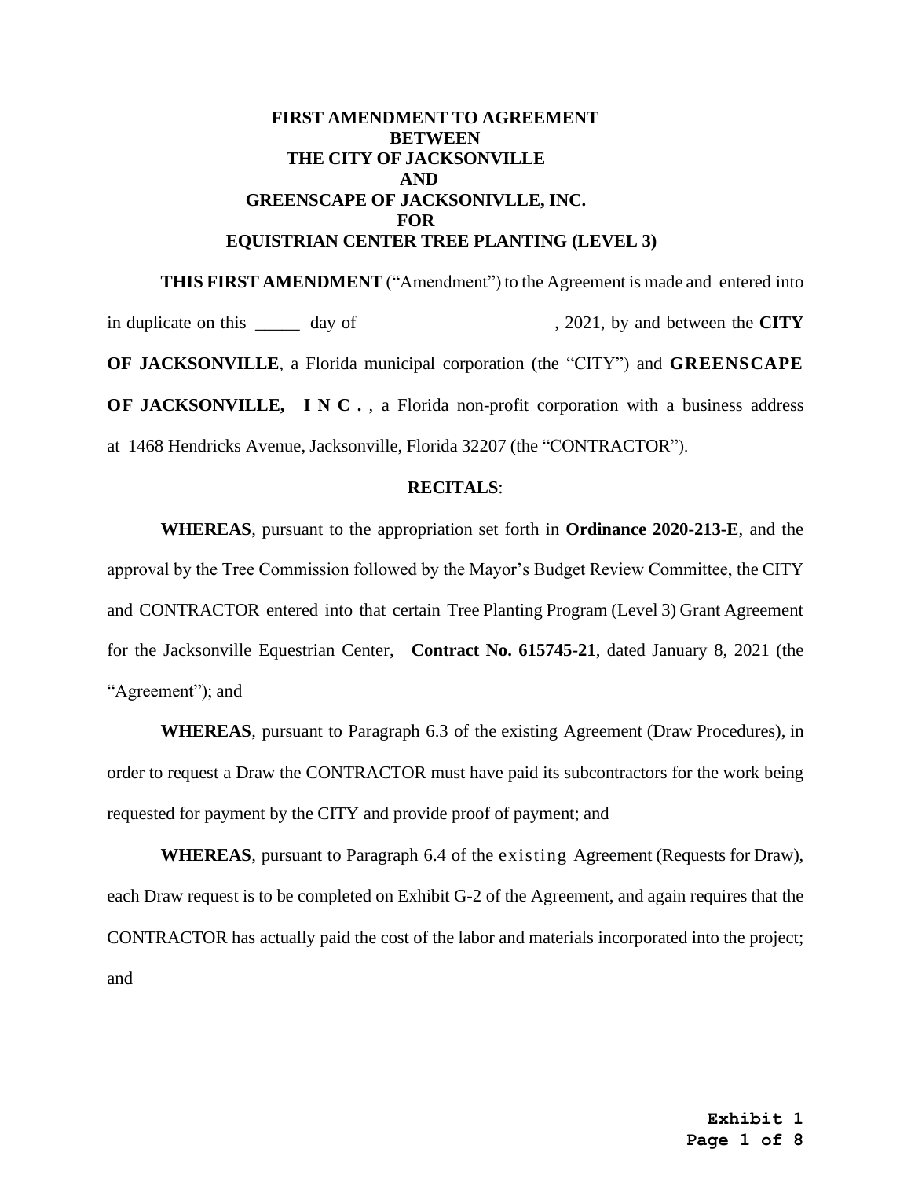**FIRST AMENDMENT TO AGREEMENT**
**BETWEEN**
**THE CITY OF JACKSONVILLE**
**AND**
**GREENSCAPE OF JACKSONIVLLE, INC.**
**FOR**
**EQUISTRIAN CENTER TREE PLANTING (LEVEL 3)**

**THIS FIRST AMENDMENT** ("Amendment") to the Agreement is made and entered into in duplicate on this _____ day of______________________, 2021, by and between the **CITY OF JACKSONVILLE**, a Florida municipal corporation (the "CITY") and **GREENSCAPE OF JACKSONVILLE, INC.**, a Florida non-profit corporation with a business address at 1468 Hendricks Avenue, Jacksonville, Florida 32207 (the "CONTRACTOR").

**RECITALS**:

**WHEREAS**, pursuant to the appropriation set forth in **Ordinance 2020-213-E**, and the approval by the Tree Commission followed by the Mayor's Budget Review Committee, the CITY and CONTRACTOR entered into that certain Tree Planting Program (Level 3) Grant Agreement for the Jacksonville Equestrian Center, **Contract No. 615745-21**, dated January 8, 2021 (the "Agreement"); and

**WHEREAS**, pursuant to Paragraph 6.3 of the existing Agreement (Draw Procedures), in order to request a Draw the CONTRACTOR must have paid its subcontractors for the work being requested for payment by the CITY and provide proof of payment; and

**WHEREAS**, pursuant to Paragraph 6.4 of the existing Agreement (Requests for Draw), each Draw request is to be completed on Exhibit G-2 of the Agreement, and again requires that the CONTRACTOR has actually paid the cost of the labor and materials incorporated into the project; and

**Exhibit 1**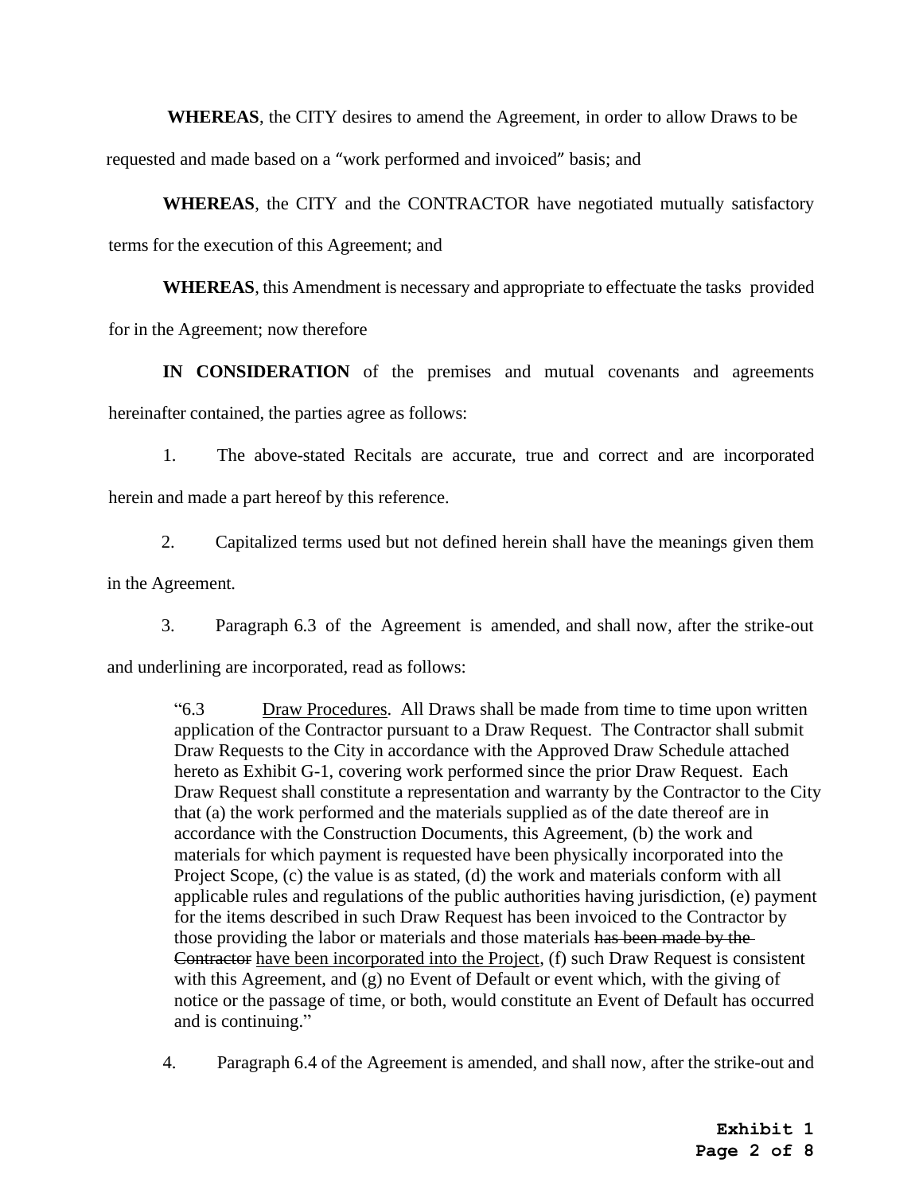**WHEREAS**, the CITY desires to amend the Agreement, in order to allow Draws to be requested and made based on a "work performed and invoiced" basis; and

**WHEREAS**, the CITY and the CONTRACTOR have negotiated mutually satisfactory terms for the execution of this Agreement; and

**WHEREAS**, this Amendment is necessary and appropriate to effectuate the tasks provided for in the Agreement; now therefore

**IN CONSIDERATION** of the premises and mutual covenants and agreements hereinafter contained, the parties agree as follows:

1. The above-stated Recitals are accurate, true and correct and are incorporated herein and made a part hereof by this reference.

2. Capitalized terms used but not defined herein shall have the meanings given them in the Agreement.

3. Paragraph 6.3 of the Agreement is amended, and shall now, after the strike-out and underlining are incorporated, read as follows:

> "6.3 Draw Procedures. All Draws shall be made from time to time upon written application of the Contractor pursuant to a Draw Request. The Contractor shall submit Draw Requests to the City in accordance with the Approved Draw Schedule attached hereto as Exhibit G-1, covering work performed since the prior Draw Request. Each Draw Request shall constitute a representation and warranty by the Contractor to the City that (a) the work performed and the materials supplied as of the date thereof are in accordance with the Construction Documents, this Agreement, (b) the work and materials for which payment is requested have been physically incorporated into the Project Scope, (c) the value is as stated, (d) the work and materials conform with all applicable rules and regulations of the public authorities having jurisdiction, (e) payment for the items described in such Draw Request has been invoiced to the Contractor by those providing the labor or materials and those materials ~~has been made by the Contractor~~ have been incorporated into the Project, (f) such Draw Request is consistent with this Agreement, and (g) no Event of Default or event which, with the giving of notice or the passage of time, or both, would constitute an Event of Default has occurred and is continuing."

4. Paragraph 6.4 of the Agreement is amended, and shall now, after the strike-out and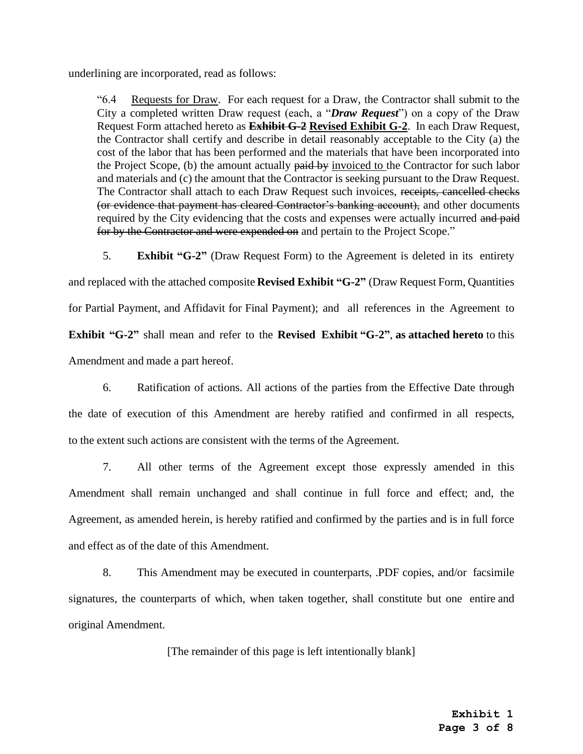underlining are incorporated, read as follows:

> "6.4 Requests for Draw. For each request for a Draw, the Contractor shall submit to the City a completed written Draw request (each, a "***Draw Request***") on a copy of the Draw Request Form attached hereto as ~~**Exhibit G-2**~~ **<u>Revised Exhibit G-2</u>**. In each Draw Request, the Contractor shall certify and describe in detail reasonably acceptable to the City (a) the cost of the labor that has been performed and the materials that have been incorporated into the Project Scope, (b) the amount actually ~~paid by~~ <u>invoiced to</u> the Contractor for such labor and materials and (c) the amount that the Contractor is seeking pursuant to the Draw Request. The Contractor shall attach to each Draw Request such invoices, ~~receipts, cancelled checks (or evidence that payment has cleared Contractor's banking account),~~ and other documents required by the City evidencing that the costs and expenses were actually incurred ~~and paid for by the Contractor and were expended on~~ and pertain to the Project Scope."

5. **Exhibit "G-2"** (Draw Request Form) to the Agreement is deleted in its entirety and replaced with the attached composite **Revised Exhibit "G-2"** (Draw Request Form, Quantities for Partial Payment, and Affidavit for Final Payment); and all references in the Agreement to **Exhibit "G-2"** shall mean and refer to the **Revised Exhibit "G-2"**, **as attached hereto** to this Amendment and made a part hereof.

6. Ratification of actions. All actions of the parties from the Effective Date through the date of execution of this Amendment are hereby ratified and confirmed in all respects, to the extent such actions are consistent with the terms of the Agreement.

7. All other terms of the Agreement except those expressly amended in this Amendment shall remain unchanged and shall continue in full force and effect; and, the Agreement, as amended herein, is hereby ratified and confirmed by the parties and is in full force and effect as of the date of this Amendment.

8. This Amendment may be executed in counterparts, .PDF copies, and/or facsimile signatures, the counterparts of which, when taken together, shall constitute but one entire and original Amendment.

[The remainder of this page is left intentionally blank]

**Exhibit 1**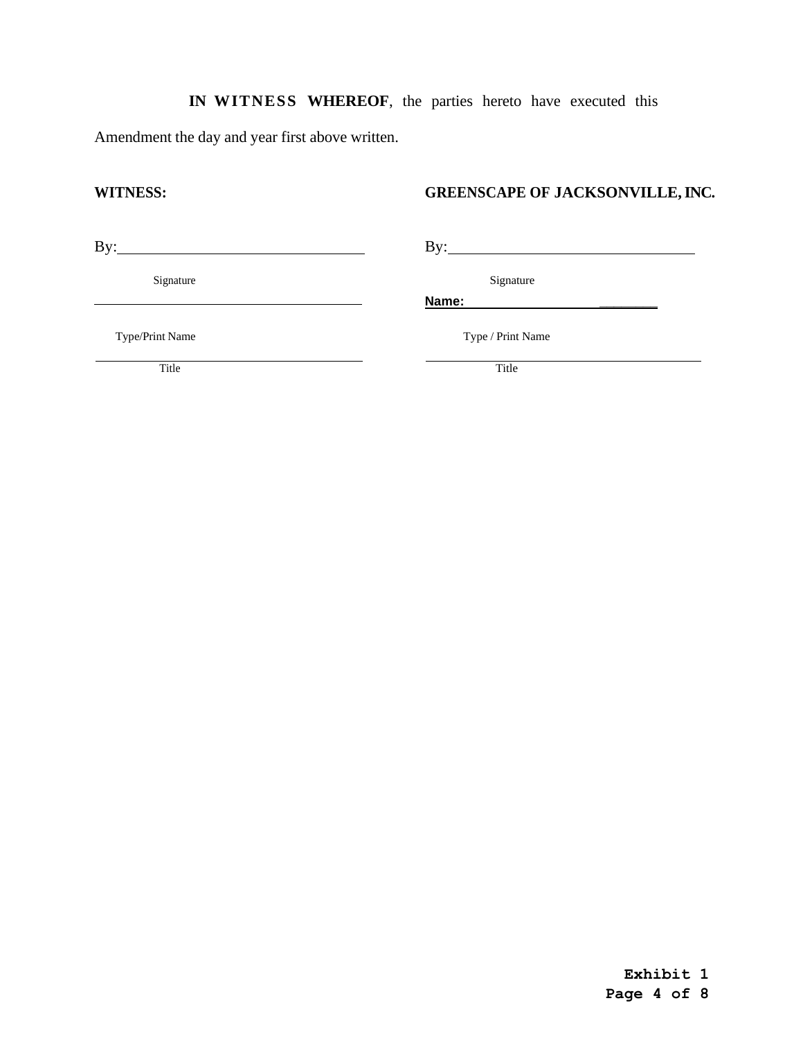**IN WITNESS WHEREOF**, the parties hereto have executed this Amendment the day and year first above written.

| **WITNESS:** | **GREENSCAPE OF JACKSONVILLE, INC.** |
| --- | --- |
| By:________________________________ | By:________________________________ |
| Signature | Signature |
| ____________________________________ | **Name:** ____________________ _______ |
| Type/Print Name | Type / Print Name |
| ____________________________________ | ____________________________________ |
| Title | Title |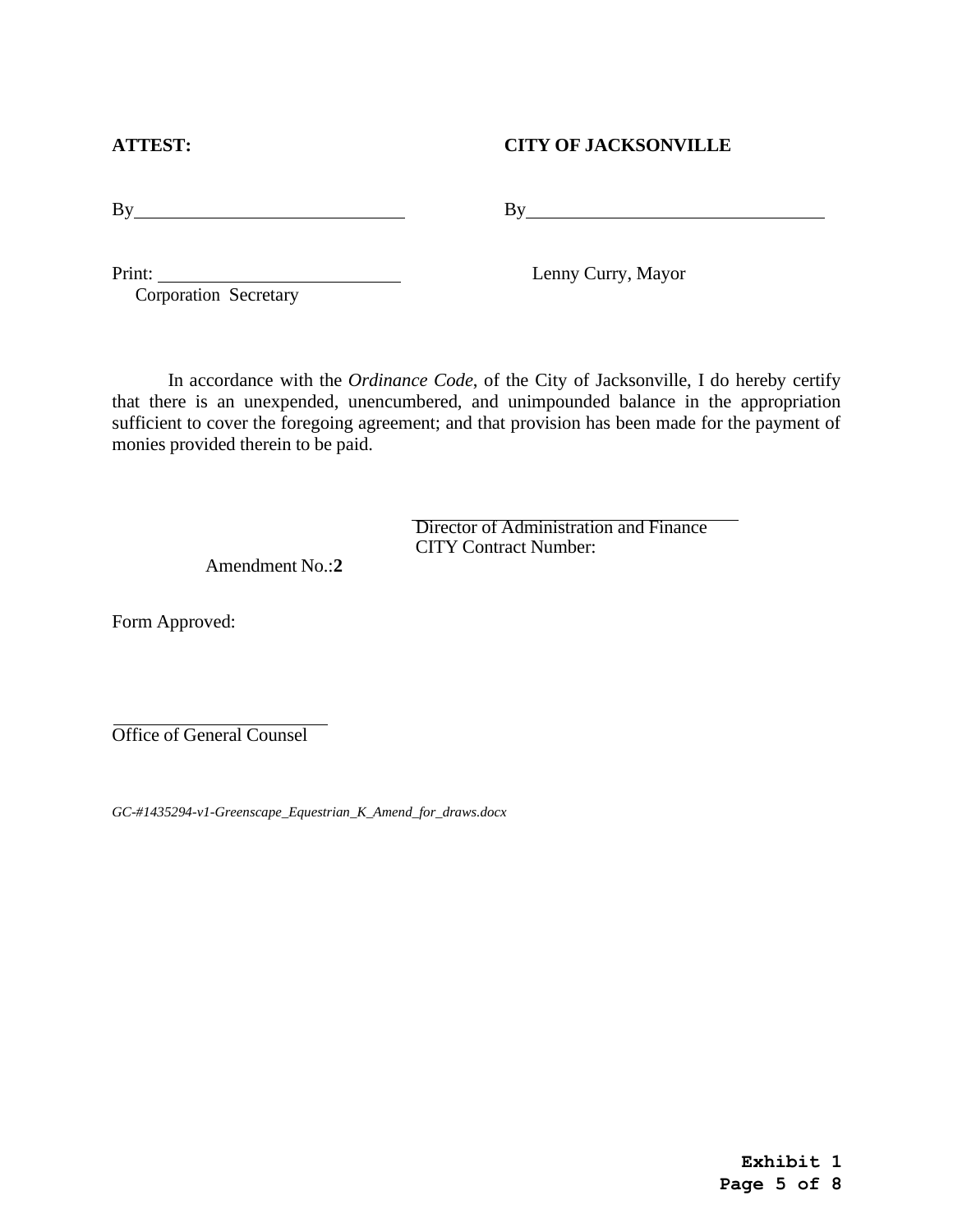**ATTEST:** **CITY OF JACKSONVILLE**

By\_\_\_\_\_\_\_\_\_\_\_\_\_\_\_\_\_\_\_\_\_\_\_\_\_\_\_\_\_\_ By\_\_\_\_\_\_\_\_\_\_\_\_\_\_\_\_\_\_\_\_\_\_\_\_\_\_\_\_\_\_\_\_

Print: \_\_\_\_\_\_\_\_\_\_\_\_\_\_\_\_\_\_\_\_\_\_\_\_\_\_ Lenny Curry, Mayor
Corporation Secretary

In accordance with the *Ordinance Code*, of the City of Jacksonville, I do hereby certify that there is an unexpended, unencumbered, and unimpounded balance in the appropriation sufficient to cover the foregoing agreement; and that provision has been made for the payment of monies provided therein to be paid.

\_\_\_\_\_\_\_\_\_\_\_\_\_\_\_\_\_\_\_\_\_\_\_\_\_\_\_\_\_\_\_\_\_\_\_\_
Director of Administration and Finance
CITY Contract Number:

Amendment No.:**2**

Form Approved:

\_\_\_\_\_\_\_\_\_\_\_\_\_\_\_\_\_\_\_\_\_\_\_\_\_\_\_\_
Office of General Counsel

*GC-#1435294-v1-Greenscape_Equestrian_K_Amend_for_draws.docx*

**Exhibit 1**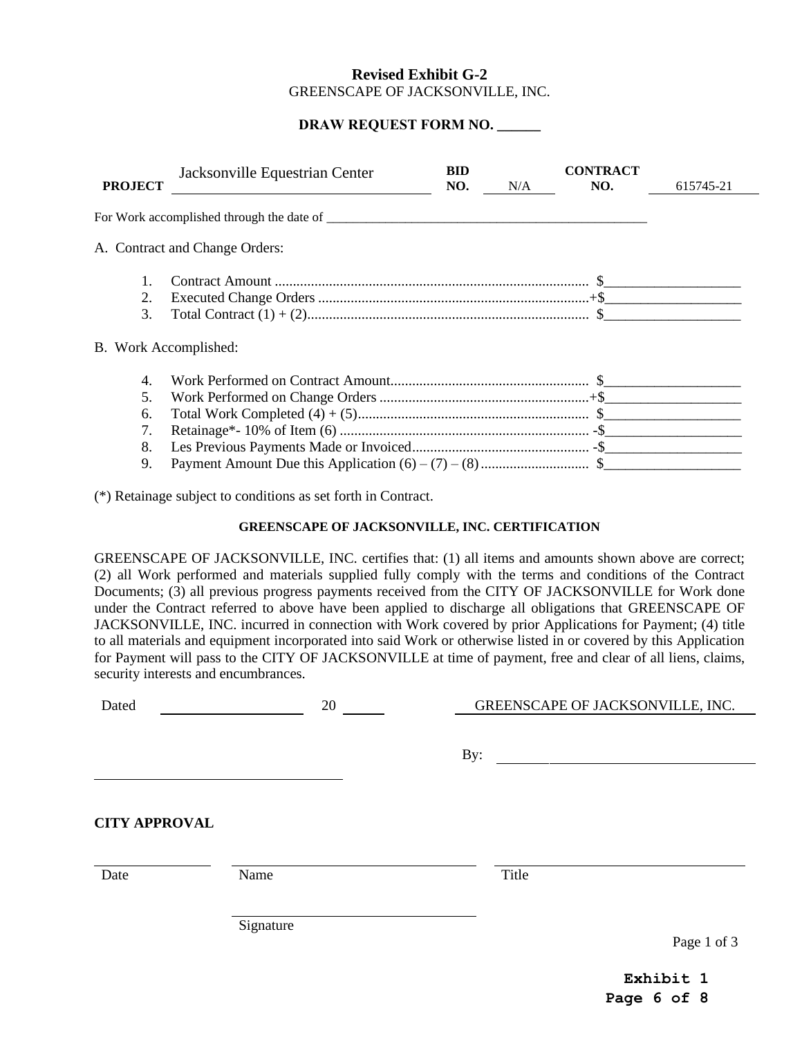**Revised Exhibit G-2**

GREENSCAPE OF JACKSONVILLE, INC.

**DRAW REQUEST FORM NO. ______**

**PROJECT** Jacksonville Equestrian Center **BID NO.** N/A **CONTRACT NO.** 615745-21

For Work accomplished through the date of ________________________________________________

A. Contract and Change Orders:

1. Contract Amount .................................................................................... $___________________
2. Executed Change Orders ..........................................................................+$___________________
3. Total Contract (1) + (2)............................................................................. $___________________

B. Work Accomplished:

4. Work Performed on Contract Amount...................................................... $___________________
5. Work Performed on Change Orders .........................................................+$___________________
6. Total Work Completed (4) + (5)............................................................... $___________________
7. Retainage*- 10% of Item (6) .................................................................... -$___________________
8. Les Previous Payments Made or Invoiced................................................ -$___________________
9. Payment Amount Due this Application (6) – (7) – (8) ............................. $___________________

(*) Retainage subject to conditions as set forth in Contract.

**GREENSCAPE OF JACKSONVILLE, INC. CERTIFICATION**

GREENSCAPE OF JACKSONVILLE, INC. certifies that: (1) all items and amounts shown above are correct; (2) all Work performed and materials supplied fully comply with the terms and conditions of the Contract Documents; (3) all previous progress payments received from the CITY OF JACKSONVILLE for Work done under the Contract referred to above have been applied to discharge all obligations that GREENSCAPE OF JACKSONVILLE, INC. incurred in connection with Work covered by prior Applications for Payment; (4) title to all materials and equipment incorporated into said Work or otherwise listed in or covered by this Application for Payment will pass to the CITY OF JACKSONVILLE at time of payment, free and clear of all liens, claims, security interests and encumbrances.

Dated ____________________ 20 ______

GREENSCAPE OF JACKSONVILLE, INC.

By: ______________________________

______________________________

**CITY APPROVAL**

______________ ______________________________ ______________________________

Date Name Title

______________________________

Signature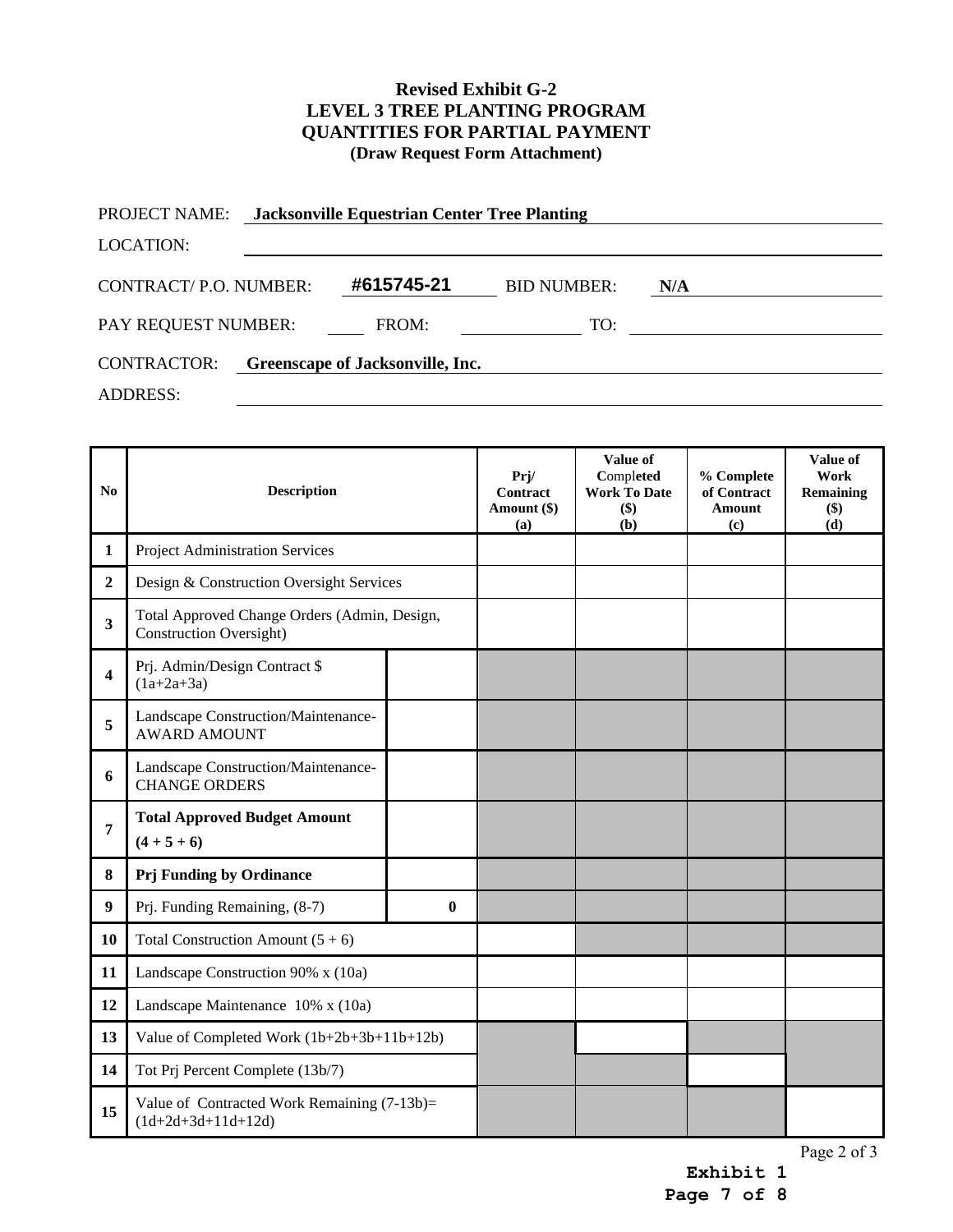**Revised Exhibit G-2**
**LEVEL 3 TREE PLANTING PROGRAM**
**QUANTITIES FOR PARTIAL PAYMENT**
**(Draw Request Form Attachment)**

PROJECT NAME: **Jacksonville Equestrian Center Tree Planting**

LOCATION:

CONTRACT/ P.O. NUMBER: **#615745-21** BID NUMBER: **N/A**

PAY REQUEST NUMBER: FROM: TO:

CONTRACTOR: **Greenscape of Jacksonville, Inc.**

ADDRESS:

| No | Description | | Prj/ Contract Amount ($) (a) | Value of Completed Work To Date ($) (b) | % Complete of Contract Amount (c) | Value of Work Remaining ($) (d) |
|---|---|---|---|---|---|---|
| **1** | Project Administration Services | | | | | |
| **2** | Design & Construction Oversight Services | | | | | |
| **3** | Total Approved Change Orders (Admin, Design, Construction Oversight) | | | | | |
| **4** | Prj. Admin/Design Contract $ (1a+2a+3a) | | | | | |
| **5** | Landscape Construction/Maintenance- AWARD AMOUNT | | | | | |
| **6** | Landscape Construction/Maintenance- CHANGE ORDERS | | | | | |
| **7** | **Total Approved Budget Amount (4 + 5 + 6)** | | | | | |
| **8** | **Prj Funding by Ordinance** | | | | | |
| **9** | Prj. Funding Remaining, (8-7) | **0** | | | | |
| **10** | Total Construction Amount (5 + 6) | | | | | |
| **11** | Landscape Construction 90% x (10a) | | | | | |
| **12** | Landscape Maintenance 10% x (10a) | | | | | |
| **13** | Value of Completed Work (1b+2b+3b+11b+12b) | | | | | |
| **14** | Tot Prj Percent Complete (13b/7) | | | | | |
| **15** | Value of Contracted Work Remaining (7-13b)= (1d+2d+3d+11d+12d) | | | | | |

Page 2 of 3

**Exhibit 1**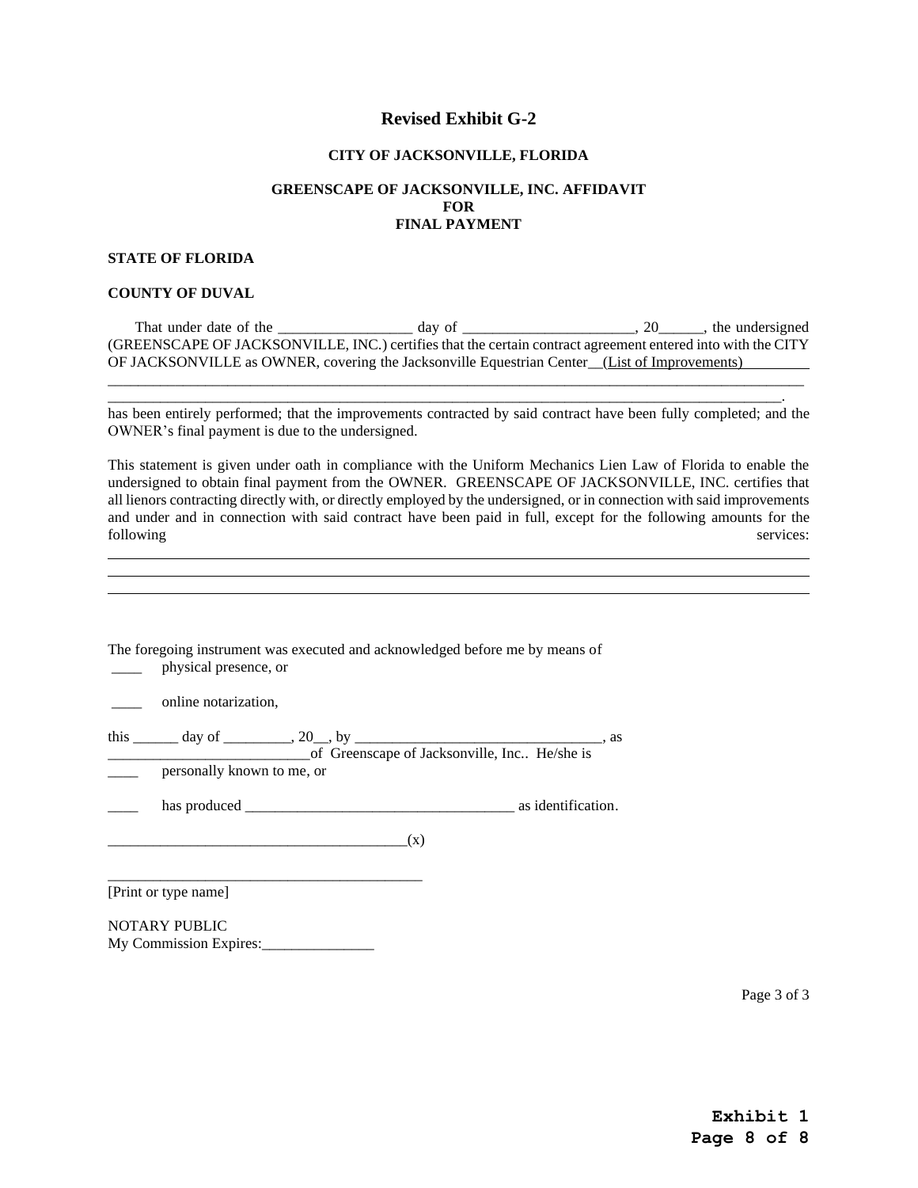## Revised Exhibit G-2

**CITY OF JACKSONVILLE, FLORIDA**

**GREENSCAPE OF JACKSONVILLE, INC. AFFIDAVIT
FOR
FINAL PAYMENT**

**STATE OF FLORIDA**

**COUNTY OF DUVAL**

That under date of the __________________ day of _______________________, 20______, the undersigned (GREENSCAPE OF JACKSONVILLE, INC.) certifies that the certain contract agreement entered into with the CITY OF JACKSONVILLE as OWNER, covering the Jacksonville Equestrian Center__(List of Improvements)_________
_____________________________________________________________________________________________
____________________________________________________________________________________________.
has been entirely performed; that the improvements contracted by said contract have been fully completed; and the OWNER's final payment is due to the undersigned.

This statement is given under oath in compliance with the Uniform Mechanics Lien Law of Florida to enable the undersigned to obtain final payment from the OWNER. GREENSCAPE OF JACKSONVILLE, INC. certifies that all lienors contracting directly with, or directly employed by the undersigned, or in connection with said improvements and under and in connection with said contract have been paid in full, except for the following amounts for the following services:
_____________________________________________________________________________________________
_____________________________________________________________________________________________
_____________________________________________________________________________________________

The foregoing instrument was executed and acknowledged before me by means of
____ physical presence, or

____ online notarization,

this ______ day of _________, 20__, by _________________________________, as ___________________________of Greenscape of Jacksonville, Inc.. He/she is
____ personally known to me, or

____ has produced ____________________________________ as identification.

________________________________________(x)

___________________________________________
[Print or type name]

NOTARY PUBLIC
My Commission Expires:_______________

Page 3 of 3

**Exhibit 1**